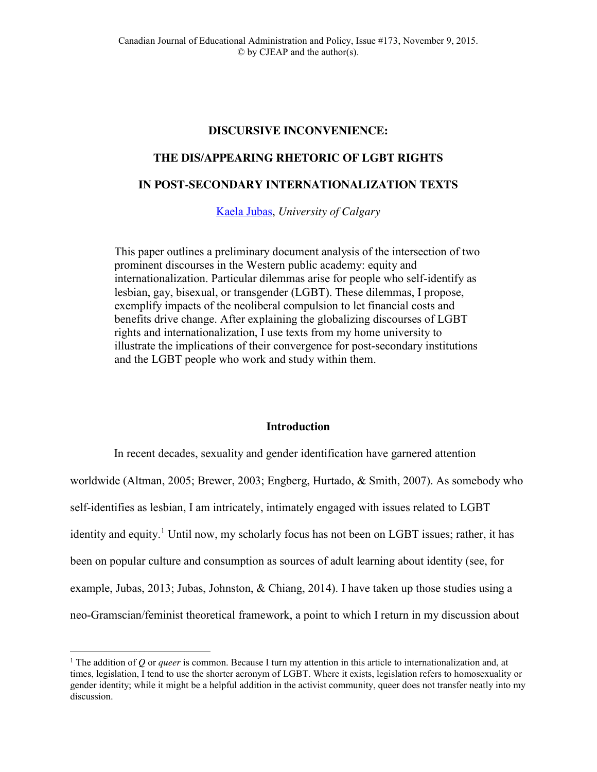Canadian Journal of Educational Administration and Policy, Issue #173, November 9, 2015.
© by CJEAP and the author(s).

# DISCURSIVE INCONVENIENCE:

# THE DIS/APPEARING RHETORIC OF LGBT RIGHTS

# IN POST-SECONDARY INTERNATIONALIZATION TEXTS

Kaela Jubas, *University of Calgary*

This paper outlines a preliminary document analysis of the intersection of two prominent discourses in the Western public academy: equity and internationalization. Particular dilemmas arise for people who self-identify as lesbian, gay, bisexual, or transgender (LGBT). These dilemmas, I propose, exemplify impacts of the neoliberal compulsion to let financial costs and benefits drive change. After explaining the globalizing discourses of LGBT rights and internationalization, I use texts from my home university to illustrate the implications of their convergence for post-secondary institutions and the LGBT people who work and study within them.

## Introduction

In recent decades, sexuality and gender identification have garnered attention worldwide (Altman, 2005; Brewer, 2003; Engberg, Hurtado, & Smith, 2007). As somebody who self-identifies as lesbian, I am intricately, intimately engaged with issues related to LGBT identity and equity.[1] Until now, my scholarly focus has not been on LGBT issues; rather, it has been on popular culture and consumption as sources of adult learning about identity (see, for example, Jubas, 2013; Jubas, Johnston, & Chiang, 2014). I have taken up those studies using a neo-Gramscian/feminist theoretical framework, a point to which I return in my discussion about

[1] The addition of *Q* or *queer* is common. Because I turn my attention in this article to internationalization and, at times, legislation, I tend to use the shorter acronym of LGBT. Where it exists, legislation refers to homosexuality or gender identity; while it might be a helpful addition in the activist community, queer does not transfer neatly into my discussion.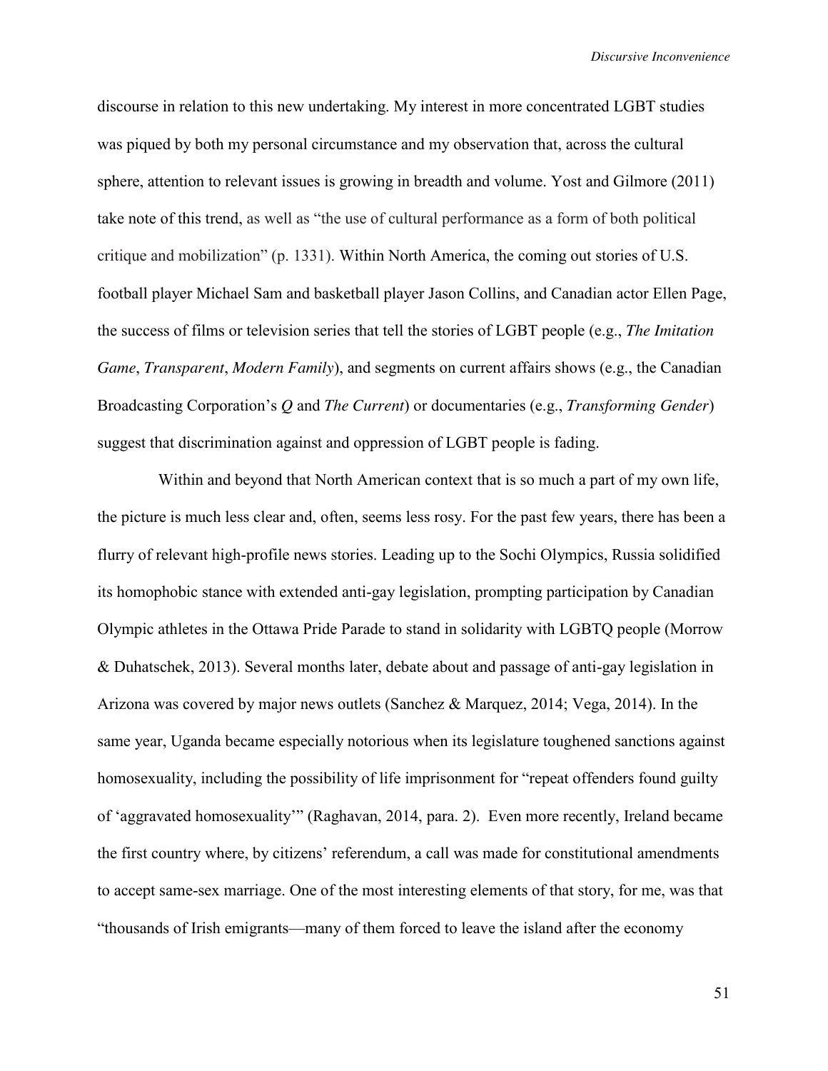discourse in relation to this new undertaking. My interest in more concentrated LGBT studies was piqued by both my personal circumstance and my observation that, across the cultural sphere, attention to relevant issues is growing in breadth and volume. Yost and Gilmore (2011) take note of this trend, as well as "the use of cultural performance as a form of both political critique and mobilization" (p. 1331). Within North America, the coming out stories of U.S. football player Michael Sam and basketball player Jason Collins, and Canadian actor Ellen Page, the success of films or television series that tell the stories of LGBT people (e.g., *The Imitation Game*, *Transparent*, *Modern Family*), and segments on current affairs shows (e.g., the Canadian Broadcasting Corporation's *Q* and *The Current*) or documentaries (e.g., *Transforming Gender*) suggest that discrimination against and oppression of LGBT people is fading.

Within and beyond that North American context that is so much a part of my own life, the picture is much less clear and, often, seems less rosy. For the past few years, there has been a flurry of relevant high-profile news stories. Leading up to the Sochi Olympics, Russia solidified its homophobic stance with extended anti-gay legislation, prompting participation by Canadian Olympic athletes in the Ottawa Pride Parade to stand in solidarity with LGBTQ people (Morrow & Duhatschek, 2013). Several months later, debate about and passage of anti-gay legislation in Arizona was covered by major news outlets (Sanchez & Marquez, 2014; Vega, 2014). In the same year, Uganda became especially notorious when its legislature toughened sanctions against homosexuality, including the possibility of life imprisonment for "repeat offenders found guilty of 'aggravated homosexuality'" (Raghavan, 2014, para. 2). Even more recently, Ireland became the first country where, by citizens' referendum, a call was made for constitutional amendments to accept same-sex marriage. One of the most interesting elements of that story, for me, was that "thousands of Irish emigrants—many of them forced to leave the island after the economy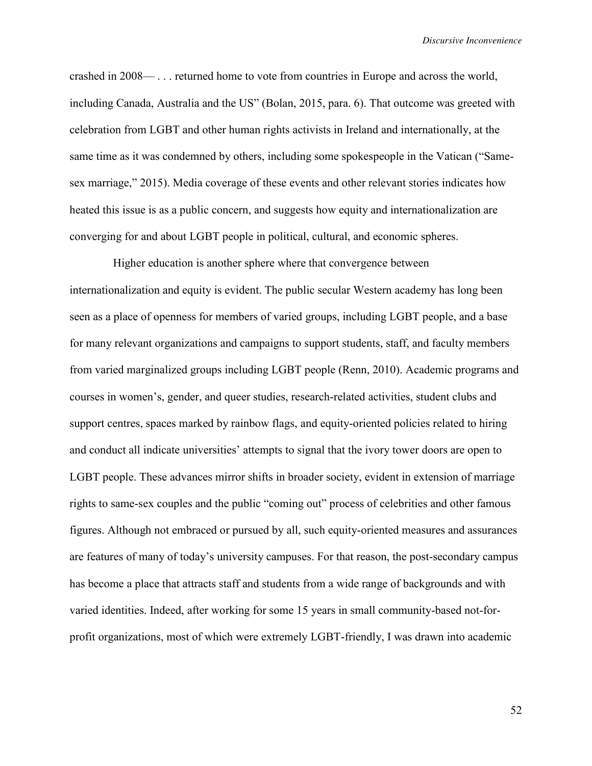crashed in 2008— . . . returned home to vote from countries in Europe and across the world, including Canada, Australia and the US" (Bolan, 2015, para. 6). That outcome was greeted with celebration from LGBT and other human rights activists in Ireland and internationally, at the same time as it was condemned by others, including some spokespeople in the Vatican ("Same-sex marriage," 2015). Media coverage of these events and other relevant stories indicates how heated this issue is as a public concern, and suggests how equity and internationalization are converging for and about LGBT people in political, cultural, and economic spheres.

Higher education is another sphere where that convergence between internationalization and equity is evident. The public secular Western academy has long been seen as a place of openness for members of varied groups, including LGBT people, and a base for many relevant organizations and campaigns to support students, staff, and faculty members from varied marginalized groups including LGBT people (Renn, 2010). Academic programs and courses in women's, gender, and queer studies, research-related activities, student clubs and support centres, spaces marked by rainbow flags, and equity-oriented policies related to hiring and conduct all indicate universities' attempts to signal that the ivory tower doors are open to LGBT people. These advances mirror shifts in broader society, evident in extension of marriage rights to same-sex couples and the public "coming out" process of celebrities and other famous figures. Although not embraced or pursued by all, such equity-oriented measures and assurances are features of many of today's university campuses. For that reason, the post-secondary campus has become a place that attracts staff and students from a wide range of backgrounds and with varied identities. Indeed, after working for some 15 years in small community-based not-for-profit organizations, most of which were extremely LGBT-friendly, I was drawn into academic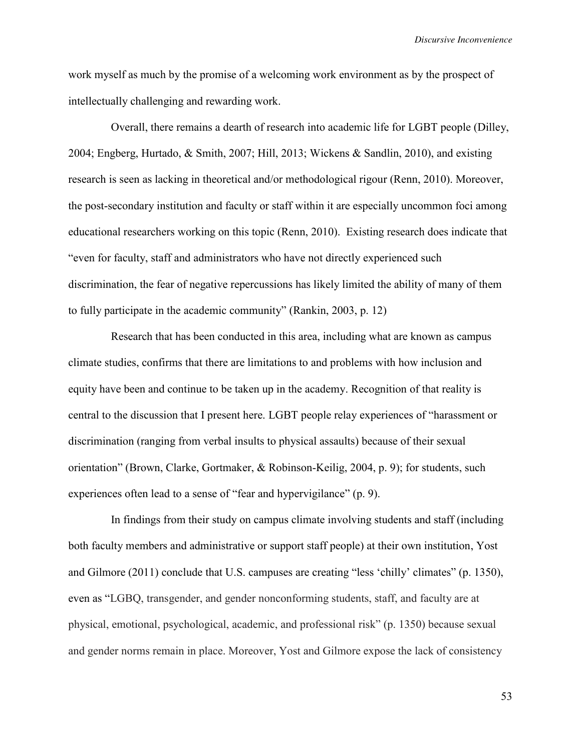work myself as much by the promise of a welcoming work environment as by the prospect of intellectually challenging and rewarding work.

Overall, there remains a dearth of research into academic life for LGBT people (Dilley, 2004; Engberg, Hurtado, & Smith, 2007; Hill, 2013; Wickens & Sandlin, 2010), and existing research is seen as lacking in theoretical and/or methodological rigour (Renn, 2010). Moreover, the post-secondary institution and faculty or staff within it are especially uncommon foci among educational researchers working on this topic (Renn, 2010). Existing research does indicate that "even for faculty, staff and administrators who have not directly experienced such discrimination, the fear of negative repercussions has likely limited the ability of many of them to fully participate in the academic community" (Rankin, 2003, p. 12)

Research that has been conducted in this area, including what are known as campus climate studies, confirms that there are limitations to and problems with how inclusion and equity have been and continue to be taken up in the academy. Recognition of that reality is central to the discussion that I present here. LGBT people relay experiences of "harassment or discrimination (ranging from verbal insults to physical assaults) because of their sexual orientation" (Brown, Clarke, Gortmaker, & Robinson-Keilig, 2004, p. 9); for students, such experiences often lead to a sense of "fear and hypervigilance" (p. 9).

In findings from their study on campus climate involving students and staff (including both faculty members and administrative or support staff people) at their own institution, Yost and Gilmore (2011) conclude that U.S. campuses are creating "less 'chilly' climates" (p. 1350), even as "LGBQ, transgender, and gender nonconforming students, staff, and faculty are at physical, emotional, psychological, academic, and professional risk" (p. 1350) because sexual and gender norms remain in place. Moreover, Yost and Gilmore expose the lack of consistency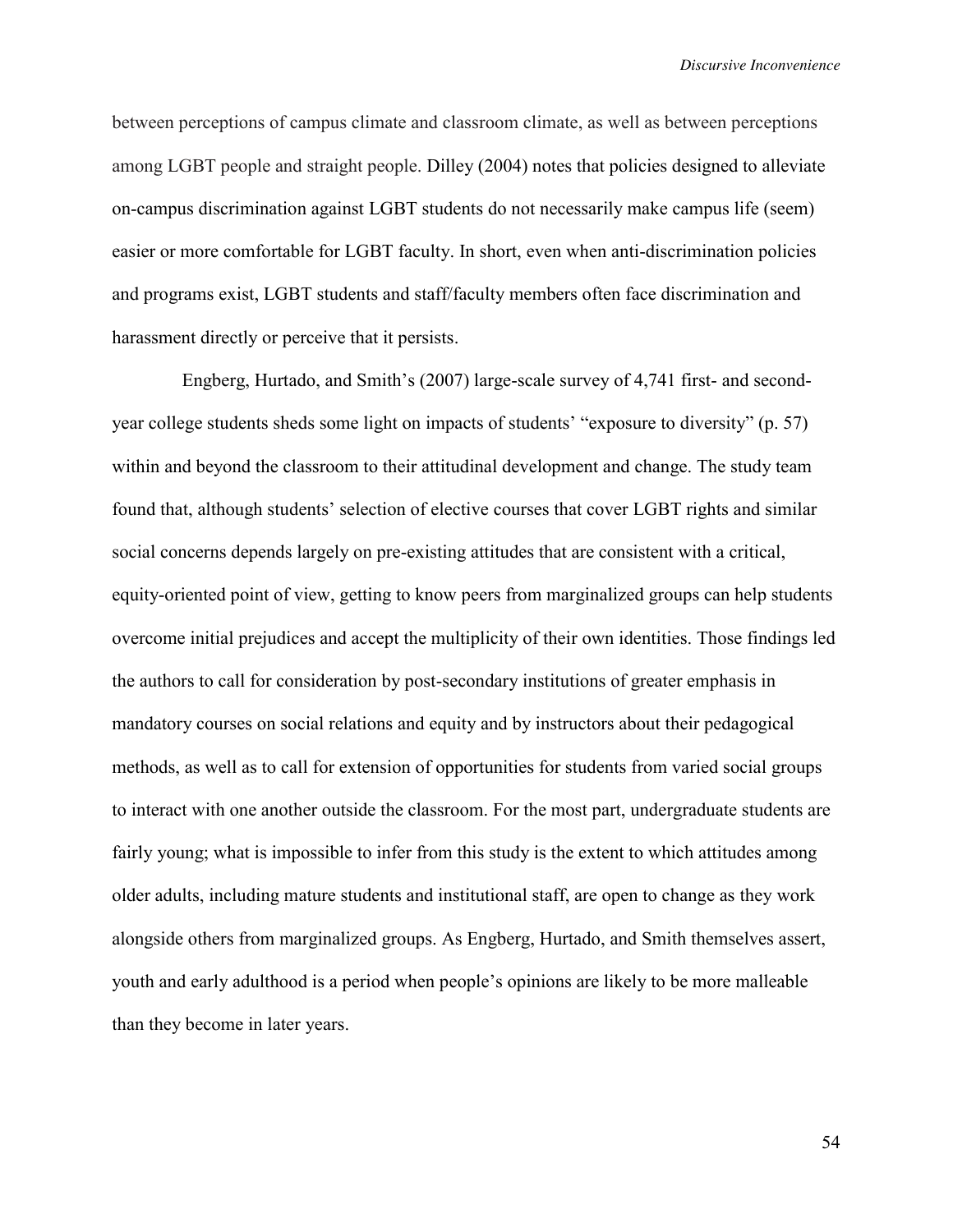between perceptions of campus climate and classroom climate, as well as between perceptions among LGBT people and straight people. Dilley (2004) notes that policies designed to alleviate on-campus discrimination against LGBT students do not necessarily make campus life (seem) easier or more comfortable for LGBT faculty. In short, even when anti-discrimination policies and programs exist, LGBT students and staff/faculty members often face discrimination and harassment directly or perceive that it persists.

Engberg, Hurtado, and Smith's (2007) large-scale survey of 4,741 first- and second-year college students sheds some light on impacts of students' "exposure to diversity" (p. 57) within and beyond the classroom to their attitudinal development and change. The study team found that, although students' selection of elective courses that cover LGBT rights and similar social concerns depends largely on pre-existing attitudes that are consistent with a critical, equity-oriented point of view, getting to know peers from marginalized groups can help students overcome initial prejudices and accept the multiplicity of their own identities. Those findings led the authors to call for consideration by post-secondary institutions of greater emphasis in mandatory courses on social relations and equity and by instructors about their pedagogical methods, as well as to call for extension of opportunities for students from varied social groups to interact with one another outside the classroom. For the most part, undergraduate students are fairly young; what is impossible to infer from this study is the extent to which attitudes among older adults, including mature students and institutional staff, are open to change as they work alongside others from marginalized groups. As Engberg, Hurtado, and Smith themselves assert, youth and early adulthood is a period when people's opinions are likely to be more malleable than they become in later years.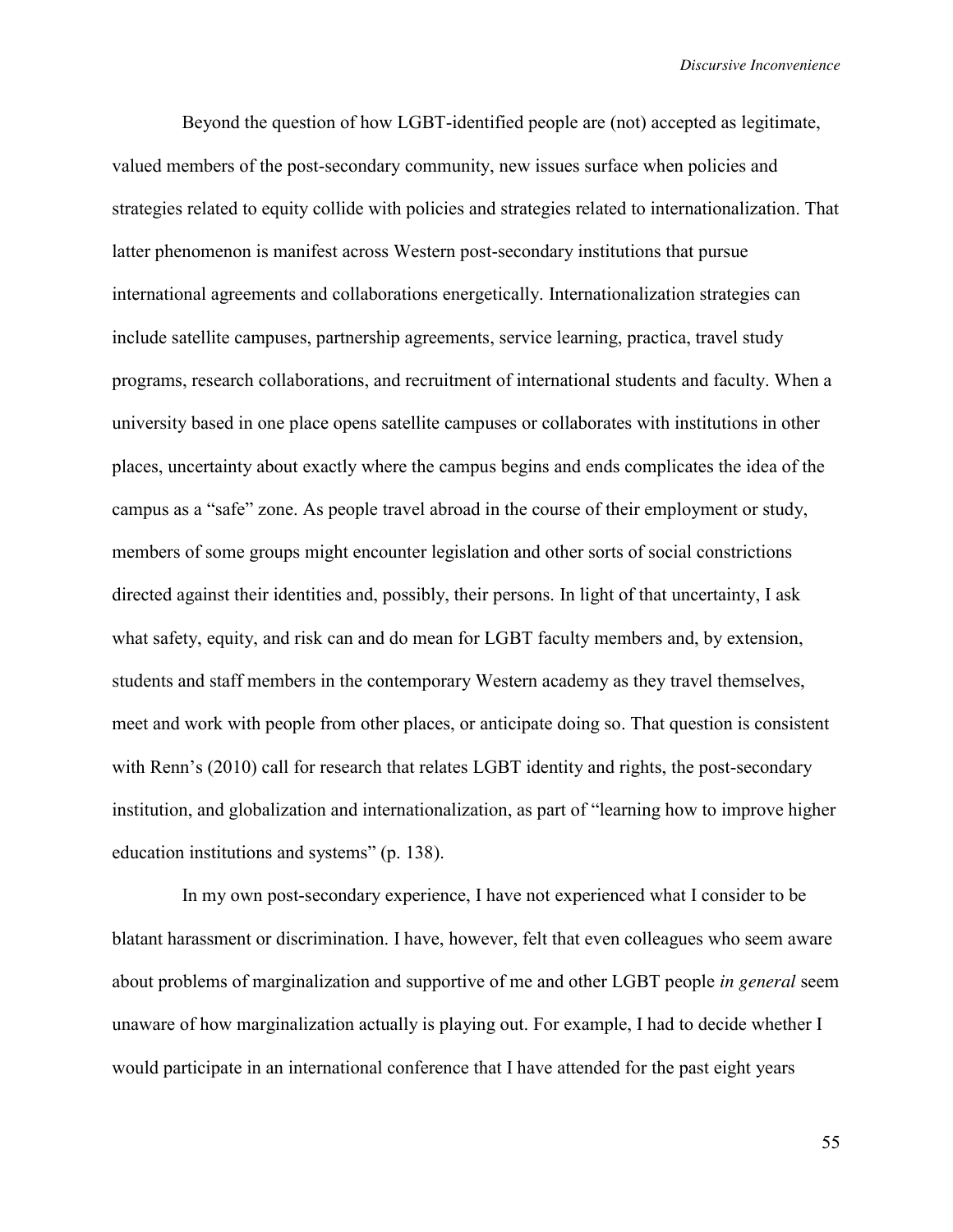Beyond the question of how LGBT-identified people are (not) accepted as legitimate, valued members of the post-secondary community, new issues surface when policies and strategies related to equity collide with policies and strategies related to internationalization. That latter phenomenon is manifest across Western post-secondary institutions that pursue international agreements and collaborations energetically. Internationalization strategies can include satellite campuses, partnership agreements, service learning, practica, travel study programs, research collaborations, and recruitment of international students and faculty. When a university based in one place opens satellite campuses or collaborates with institutions in other places, uncertainty about exactly where the campus begins and ends complicates the idea of the campus as a "safe" zone. As people travel abroad in the course of their employment or study, members of some groups might encounter legislation and other sorts of social constrictions directed against their identities and, possibly, their persons. In light of that uncertainty, I ask what safety, equity, and risk can and do mean for LGBT faculty members and, by extension, students and staff members in the contemporary Western academy as they travel themselves, meet and work with people from other places, or anticipate doing so. That question is consistent with Renn's (2010) call for research that relates LGBT identity and rights, the post-secondary institution, and globalization and internationalization, as part of "learning how to improve higher education institutions and systems" (p. 138).

In my own post-secondary experience, I have not experienced what I consider to be blatant harassment or discrimination. I have, however, felt that even colleagues who seem aware about problems of marginalization and supportive of me and other LGBT people *in general* seem unaware of how marginalization actually is playing out. For example, I had to decide whether I would participate in an international conference that I have attended for the past eight years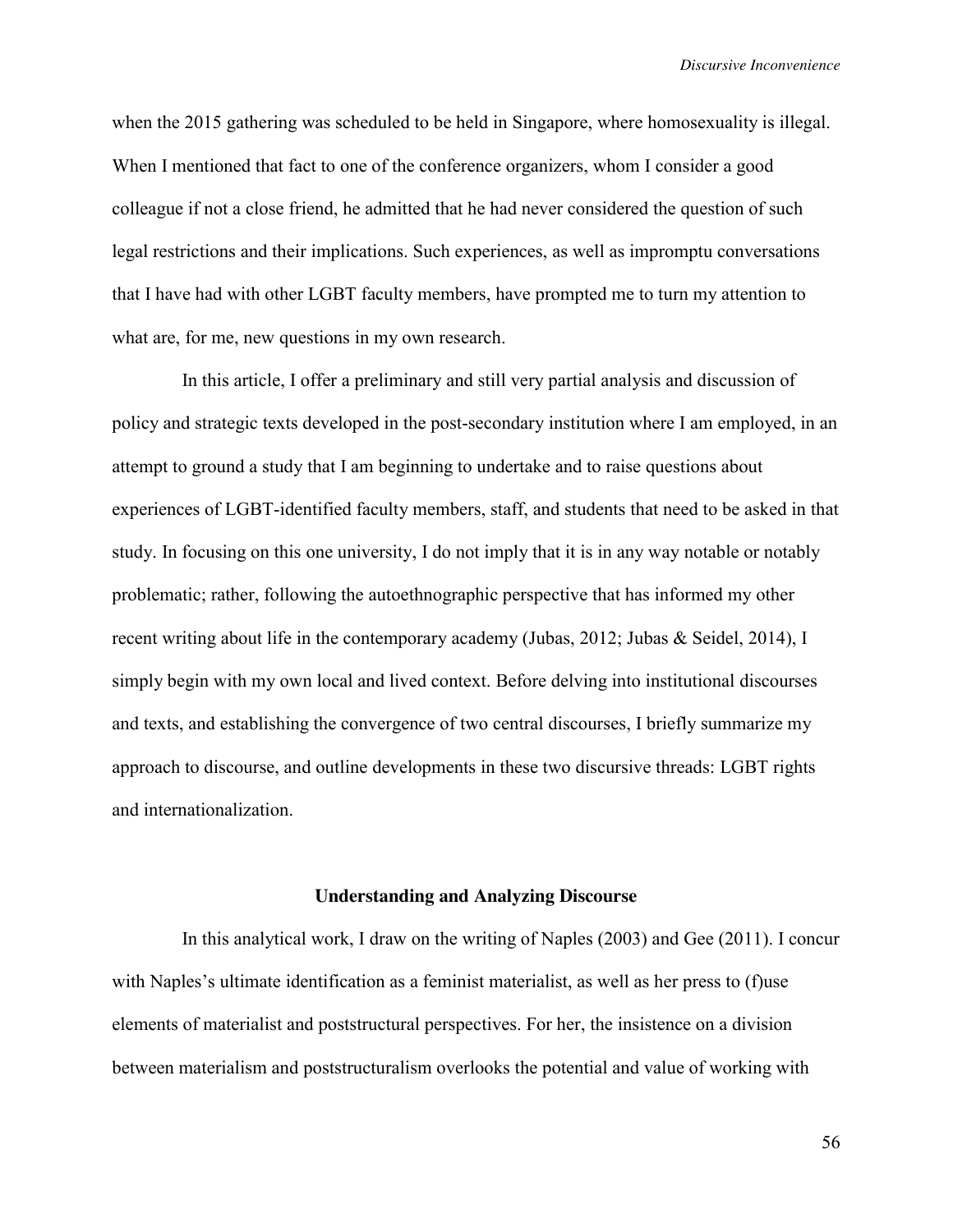when the 2015 gathering was scheduled to be held in Singapore, where homosexuality is illegal. When I mentioned that fact to one of the conference organizers, whom I consider a good colleague if not a close friend, he admitted that he had never considered the question of such legal restrictions and their implications. Such experiences, as well as impromptu conversations that I have had with other LGBT faculty members, have prompted me to turn my attention to what are, for me, new questions in my own research.

In this article, I offer a preliminary and still very partial analysis and discussion of policy and strategic texts developed in the post-secondary institution where I am employed, in an attempt to ground a study that I am beginning to undertake and to raise questions about experiences of LGBT-identified faculty members, staff, and students that need to be asked in that study. In focusing on this one university, I do not imply that it is in any way notable or notably problematic; rather, following the autoethnographic perspective that has informed my other recent writing about life in the contemporary academy (Jubas, 2012; Jubas & Seidel, 2014), I simply begin with my own local and lived context. Before delving into institutional discourses and texts, and establishing the convergence of two central discourses, I briefly summarize my approach to discourse, and outline developments in these two discursive threads: LGBT rights and internationalization.

## Understanding and Analyzing Discourse

In this analytical work, I draw on the writing of Naples (2003) and Gee (2011). I concur with Naples's ultimate identification as a feminist materialist, as well as her press to (f)use elements of materialist and poststructural perspectives. For her, the insistence on a division between materialism and poststructuralism overlooks the potential and value of working with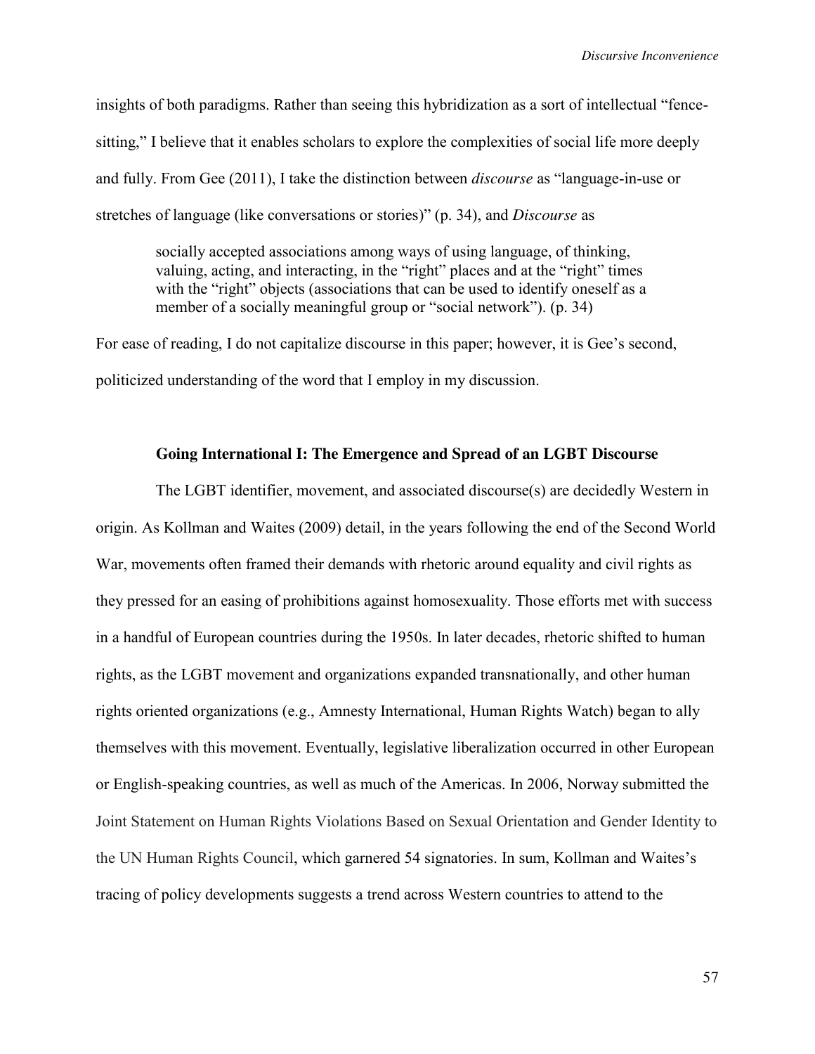insights of both paradigms. Rather than seeing this hybridization as a sort of intellectual "fence-sitting," I believe that it enables scholars to explore the complexities of social life more deeply and fully. From Gee (2011), I take the distinction between *discourse* as "language-in-use or stretches of language (like conversations or stories)" (p. 34), and *Discourse* as

> socially accepted associations among ways of using language, of thinking, valuing, acting, and interacting, in the "right" places and at the "right" times with the "right" objects (associations that can be used to identify oneself as a member of a socially meaningful group or "social network"). (p. 34)

For ease of reading, I do not capitalize discourse in this paper; however, it is Gee's second, politicized understanding of the word that I employ in my discussion.

## Going International I: The Emergence and Spread of an LGBT Discourse

The LGBT identifier, movement, and associated discourse(s) are decidedly Western in origin. As Kollman and Waites (2009) detail, in the years following the end of the Second World War, movements often framed their demands with rhetoric around equality and civil rights as they pressed for an easing of prohibitions against homosexuality. Those efforts met with success in a handful of European countries during the 1950s. In later decades, rhetoric shifted to human rights, as the LGBT movement and organizations expanded transnationally, and other human rights oriented organizations (e.g., Amnesty International, Human Rights Watch) began to ally themselves with this movement. Eventually, legislative liberalization occurred in other European or English-speaking countries, as well as much of the Americas. In 2006, Norway submitted the Joint Statement on Human Rights Violations Based on Sexual Orientation and Gender Identity to the UN Human Rights Council, which garnered 54 signatories. In sum, Kollman and Waites's tracing of policy developments suggests a trend across Western countries to attend to the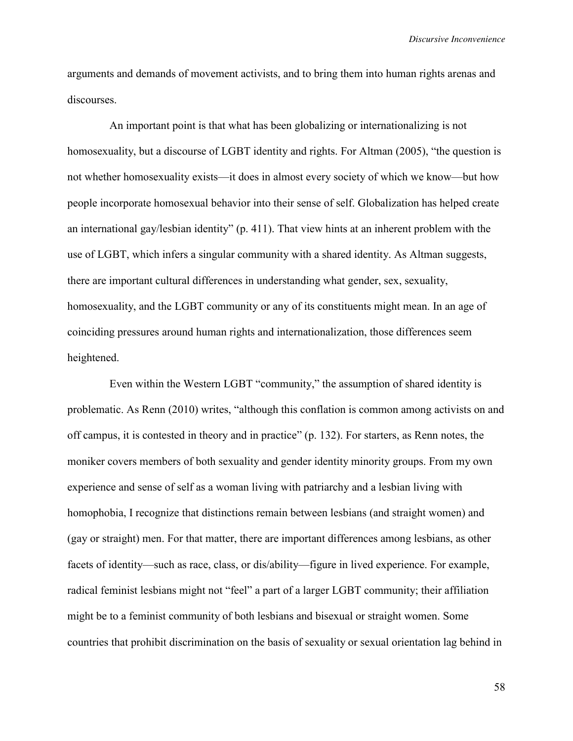arguments and demands of movement activists, and to bring them into human rights arenas and discourses.

An important point is that what has been globalizing or internationalizing is not homosexuality, but a discourse of LGBT identity and rights. For Altman (2005), "the question is not whether homosexuality exists—it does in almost every society of which we know—but how people incorporate homosexual behavior into their sense of self. Globalization has helped create an international gay/lesbian identity" (p. 411). That view hints at an inherent problem with the use of LGBT, which infers a singular community with a shared identity. As Altman suggests, there are important cultural differences in understanding what gender, sex, sexuality, homosexuality, and the LGBT community or any of its constituents might mean. In an age of coinciding pressures around human rights and internationalization, those differences seem heightened.

Even within the Western LGBT "community," the assumption of shared identity is problematic. As Renn (2010) writes, "although this conflation is common among activists on and off campus, it is contested in theory and in practice" (p. 132). For starters, as Renn notes, the moniker covers members of both sexuality and gender identity minority groups. From my own experience and sense of self as a woman living with patriarchy and a lesbian living with homophobia, I recognize that distinctions remain between lesbians (and straight women) and (gay or straight) men. For that matter, there are important differences among lesbians, as other facets of identity—such as race, class, or dis/ability—figure in lived experience. For example, radical feminist lesbians might not "feel" a part of a larger LGBT community; their affiliation might be to a feminist community of both lesbians and bisexual or straight women. Some countries that prohibit discrimination on the basis of sexuality or sexual orientation lag behind in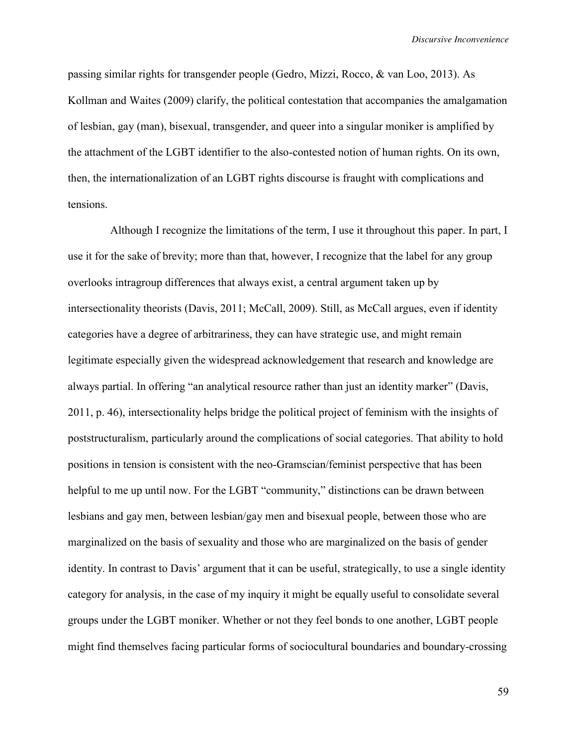passing similar rights for transgender people (Gedro, Mizzi, Rocco, & van Loo, 2013). As Kollman and Waites (2009) clarify, the political contestation that accompanies the amalgamation of lesbian, gay (man), bisexual, transgender, and queer into a singular moniker is amplified by the attachment of the LGBT identifier to the also-contested notion of human rights. On its own, then, the internationalization of an LGBT rights discourse is fraught with complications and tensions.

Although I recognize the limitations of the term, I use it throughout this paper. In part, I use it for the sake of brevity; more than that, however, I recognize that the label for any group overlooks intragroup differences that always exist, a central argument taken up by intersectionality theorists (Davis, 2011; McCall, 2009). Still, as McCall argues, even if identity categories have a degree of arbitrariness, they can have strategic use, and might remain legitimate especially given the widespread acknowledgement that research and knowledge are always partial. In offering "an analytical resource rather than just an identity marker" (Davis, 2011, p. 46), intersectionality helps bridge the political project of feminism with the insights of poststructuralism, particularly around the complications of social categories. That ability to hold positions in tension is consistent with the neo-Gramscian/feminist perspective that has been helpful to me up until now. For the LGBT "community," distinctions can be drawn between lesbians and gay men, between lesbian/gay men and bisexual people, between those who are marginalized on the basis of sexuality and those who are marginalized on the basis of gender identity. In contrast to Davis' argument that it can be useful, strategically, to use a single identity category for analysis, in the case of my inquiry it might be equally useful to consolidate several groups under the LGBT moniker. Whether or not they feel bonds to one another, LGBT people might find themselves facing particular forms of sociocultural boundaries and boundary-crossing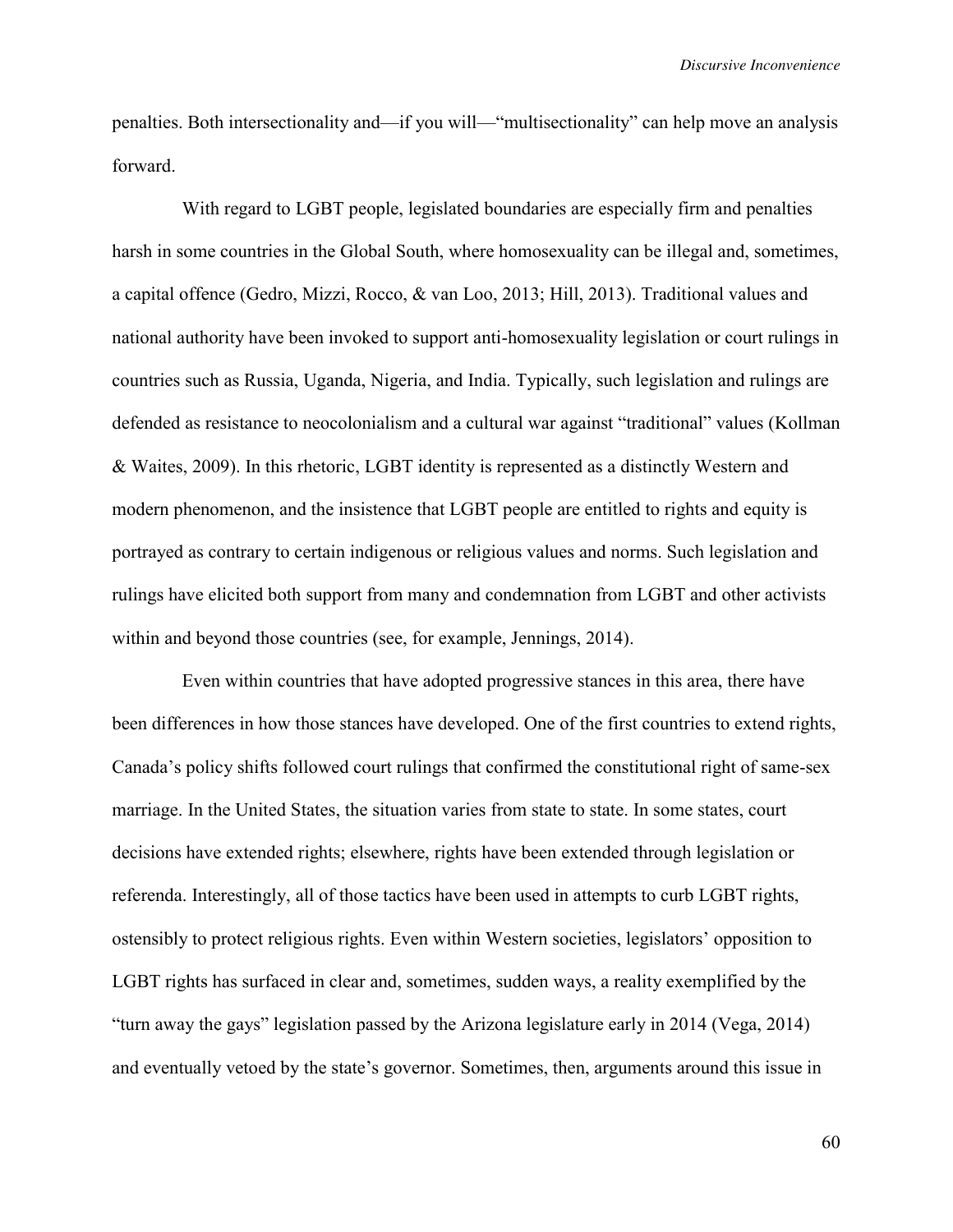penalties. Both intersectionality and—if you will—"multisectionality" can help move an analysis forward.

With regard to LGBT people, legislated boundaries are especially firm and penalties harsh in some countries in the Global South, where homosexuality can be illegal and, sometimes, a capital offence (Gedro, Mizzi, Rocco, & van Loo, 2013; Hill, 2013). Traditional values and national authority have been invoked to support anti-homosexuality legislation or court rulings in countries such as Russia, Uganda, Nigeria, and India. Typically, such legislation and rulings are defended as resistance to neocolonialism and a cultural war against "traditional" values (Kollman & Waites, 2009). In this rhetoric, LGBT identity is represented as a distinctly Western and modern phenomenon, and the insistence that LGBT people are entitled to rights and equity is portrayed as contrary to certain indigenous or religious values and norms. Such legislation and rulings have elicited both support from many and condemnation from LGBT and other activists within and beyond those countries (see, for example, Jennings, 2014).

Even within countries that have adopted progressive stances in this area, there have been differences in how those stances have developed. One of the first countries to extend rights, Canada's policy shifts followed court rulings that confirmed the constitutional right of same-sex marriage. In the United States, the situation varies from state to state. In some states, court decisions have extended rights; elsewhere, rights have been extended through legislation or referenda. Interestingly, all of those tactics have been used in attempts to curb LGBT rights, ostensibly to protect religious rights. Even within Western societies, legislators' opposition to LGBT rights has surfaced in clear and, sometimes, sudden ways, a reality exemplified by the "turn away the gays" legislation passed by the Arizona legislature early in 2014 (Vega, 2014) and eventually vetoed by the state's governor. Sometimes, then, arguments around this issue in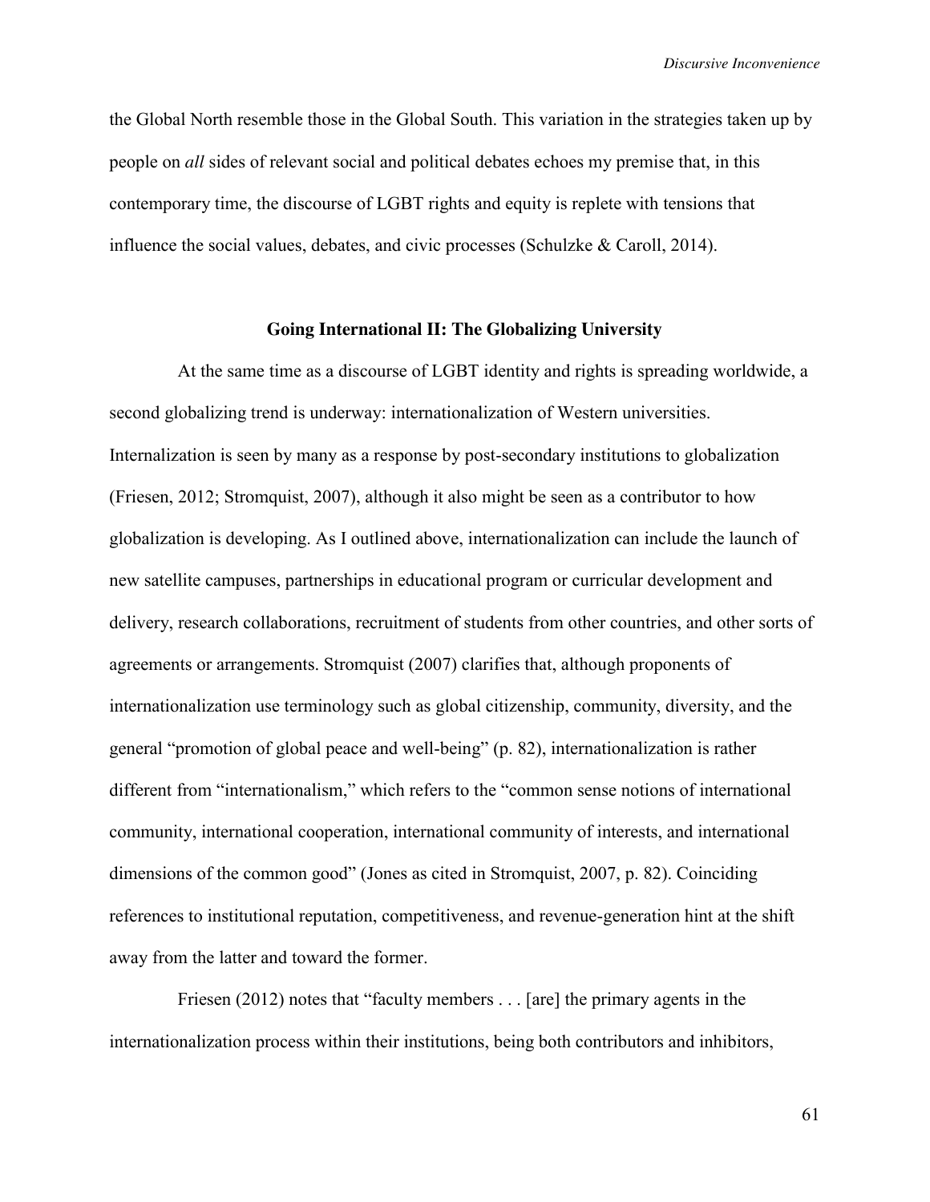the Global North resemble those in the Global South. This variation in the strategies taken up by people on *all* sides of relevant social and political debates echoes my premise that, in this contemporary time, the discourse of LGBT rights and equity is replete with tensions that influence the social values, debates, and civic processes (Schulzke & Caroll, 2014).

## Going International II: The Globalizing University

At the same time as a discourse of LGBT identity and rights is spreading worldwide, a second globalizing trend is underway: internationalization of Western universities. Internalization is seen by many as a response by post-secondary institutions to globalization (Friesen, 2012; Stromquist, 2007), although it also might be seen as a contributor to how globalization is developing. As I outlined above, internationalization can include the launch of new satellite campuses, partnerships in educational program or curricular development and delivery, research collaborations, recruitment of students from other countries, and other sorts of agreements or arrangements. Stromquist (2007) clarifies that, although proponents of internationalization use terminology such as global citizenship, community, diversity, and the general "promotion of global peace and well-being" (p. 82), internationalization is rather different from "internationalism," which refers to the "common sense notions of international community, international cooperation, international community of interests, and international dimensions of the common good" (Jones as cited in Stromquist, 2007, p. 82). Coinciding references to institutional reputation, competitiveness, and revenue-generation hint at the shift away from the latter and toward the former.

Friesen (2012) notes that "faculty members . . . [are] the primary agents in the internationalization process within their institutions, being both contributors and inhibitors,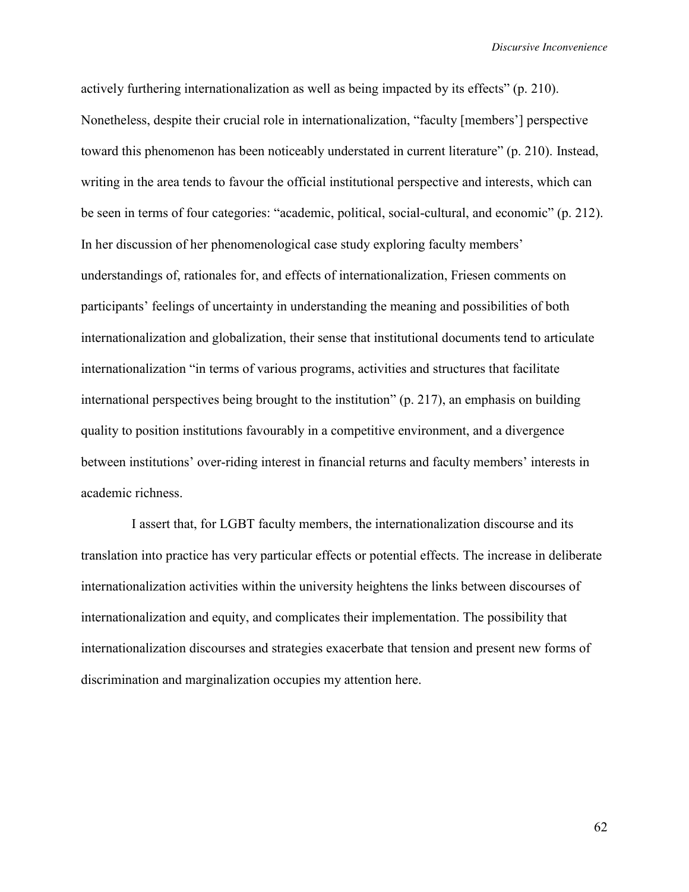actively furthering internationalization as well as being impacted by its effects" (p. 210). Nonetheless, despite their crucial role in internationalization, "faculty [members'] perspective toward this phenomenon has been noticeably understated in current literature" (p. 210). Instead, writing in the area tends to favour the official institutional perspective and interests, which can be seen in terms of four categories: "academic, political, social-cultural, and economic" (p. 212). In her discussion of her phenomenological case study exploring faculty members' understandings of, rationales for, and effects of internationalization, Friesen comments on participants' feelings of uncertainty in understanding the meaning and possibilities of both internationalization and globalization, their sense that institutional documents tend to articulate internationalization "in terms of various programs, activities and structures that facilitate international perspectives being brought to the institution" (p. 217), an emphasis on building quality to position institutions favourably in a competitive environment, and a divergence between institutions' over-riding interest in financial returns and faculty members' interests in academic richness.

I assert that, for LGBT faculty members, the internationalization discourse and its translation into practice has very particular effects or potential effects. The increase in deliberate internationalization activities within the university heightens the links between discourses of internationalization and equity, and complicates their implementation. The possibility that internationalization discourses and strategies exacerbate that tension and present new forms of discrimination and marginalization occupies my attention here.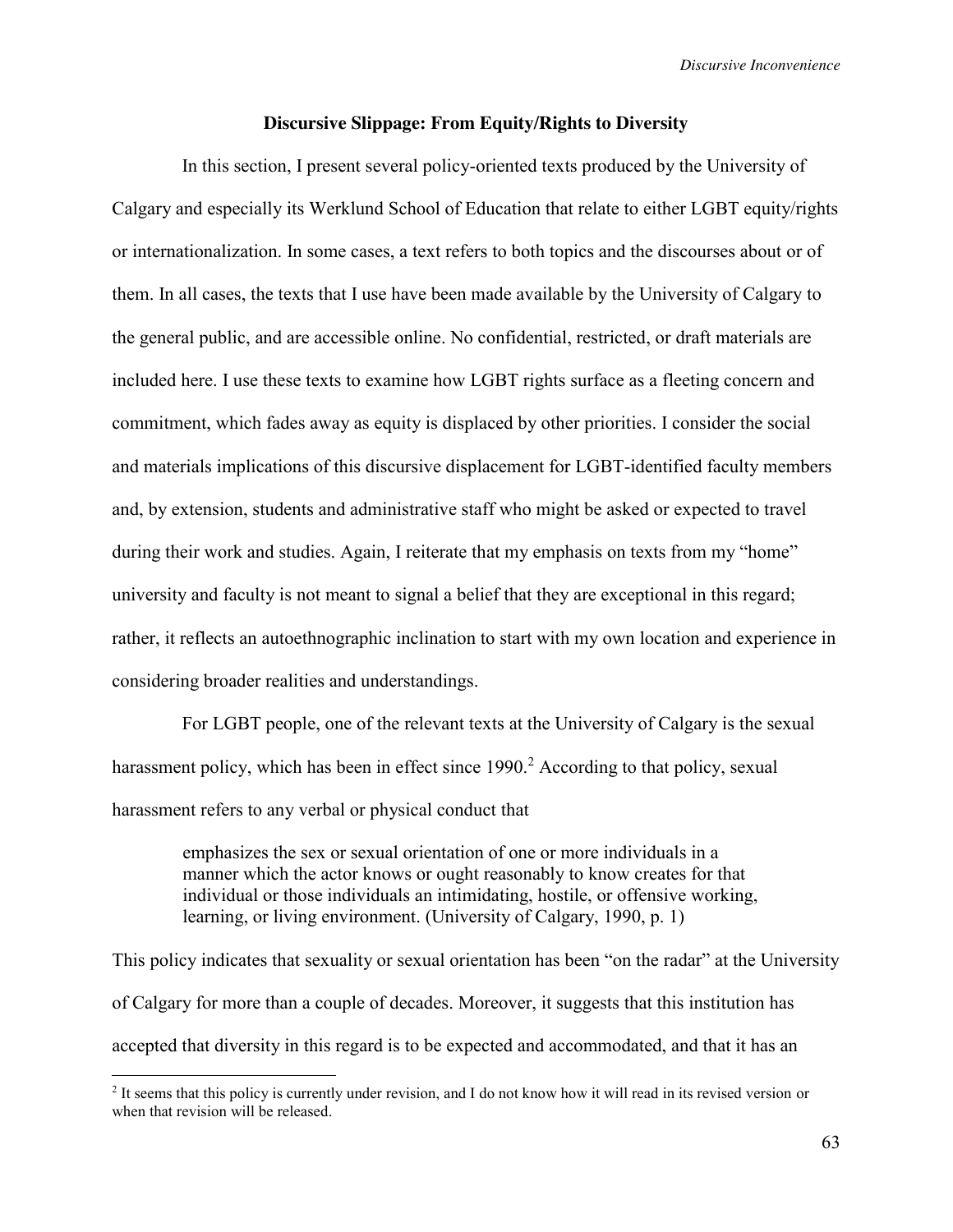## Discursive Slippage: From Equity/Rights to Diversity

In this section, I present several policy-oriented texts produced by the University of Calgary and especially its Werklund School of Education that relate to either LGBT equity/rights or internationalization. In some cases, a text refers to both topics and the discourses about or of them. In all cases, the texts that I use have been made available by the University of Calgary to the general public, and are accessible online. No confidential, restricted, or draft materials are included here. I use these texts to examine how LGBT rights surface as a fleeting concern and commitment, which fades away as equity is displaced by other priorities. I consider the social and materials implications of this discursive displacement for LGBT-identified faculty members and, by extension, students and administrative staff who might be asked or expected to travel during their work and studies. Again, I reiterate that my emphasis on texts from my "home" university and faculty is not meant to signal a belief that they are exceptional in this regard; rather, it reflects an autoethnographic inclination to start with my own location and experience in considering broader realities and understandings.

For LGBT people, one of the relevant texts at the University of Calgary is the sexual harassment policy, which has been in effect since 1990.[2] According to that policy, sexual harassment refers to any verbal or physical conduct that

> emphasizes the sex or sexual orientation of one or more individuals in a manner which the actor knows or ought reasonably to know creates for that individual or those individuals an intimidating, hostile, or offensive working, learning, or living environment. (University of Calgary, 1990, p. 1)

This policy indicates that sexuality or sexual orientation has been "on the radar" at the University of Calgary for more than a couple of decades. Moreover, it suggests that this institution has accepted that diversity in this regard is to be expected and accommodated, and that it has an

[2] It seems that this policy is currently under revision, and I do not know how it will read in its revised version or when that revision will be released.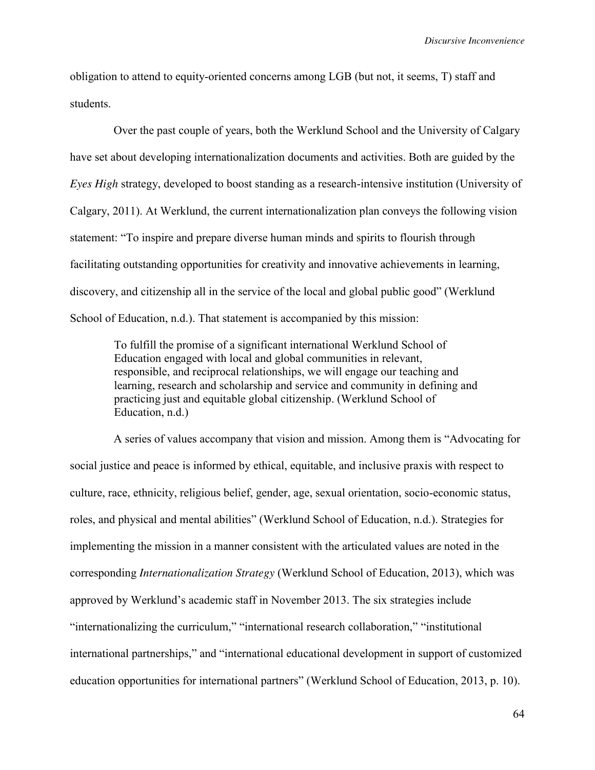obligation to attend to equity-oriented concerns among LGB (but not, it seems, T) staff and students.

Over the past couple of years, both the Werklund School and the University of Calgary have set about developing internationalization documents and activities. Both are guided by the *Eyes High* strategy, developed to boost standing as a research-intensive institution (University of Calgary, 2011). At Werklund, the current internationalization plan conveys the following vision statement: "To inspire and prepare diverse human minds and spirits to flourish through facilitating outstanding opportunities for creativity and innovative achievements in learning, discovery, and citizenship all in the service of the local and global public good" (Werklund School of Education, n.d.). That statement is accompanied by this mission:

> To fulfill the promise of a significant international Werklund School of Education engaged with local and global communities in relevant, responsible, and reciprocal relationships, we will engage our teaching and learning, research and scholarship and service and community in defining and practicing just and equitable global citizenship. (Werklund School of Education, n.d.)

A series of values accompany that vision and mission. Among them is "Advocating for social justice and peace is informed by ethical, equitable, and inclusive praxis with respect to culture, race, ethnicity, religious belief, gender, age, sexual orientation, socio-economic status, roles, and physical and mental abilities" (Werklund School of Education, n.d.). Strategies for implementing the mission in a manner consistent with the articulated values are noted in the corresponding *Internationalization Strategy* (Werklund School of Education, 2013), which was approved by Werklund's academic staff in November 2013. The six strategies include "internationalizing the curriculum," "international research collaboration," "institutional international partnerships," and "international educational development in support of customized education opportunities for international partners" (Werklund School of Education, 2013, p. 10).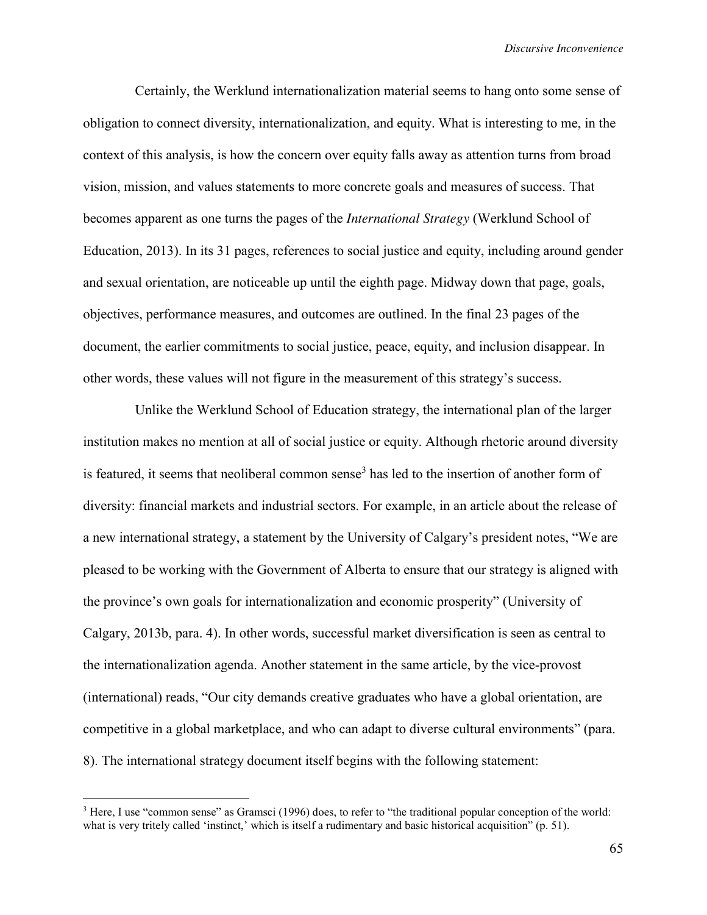Certainly, the Werklund internationalization material seems to hang onto some sense of obligation to connect diversity, internationalization, and equity. What is interesting to me, in the context of this analysis, is how the concern over equity falls away as attention turns from broad vision, mission, and values statements to more concrete goals and measures of success. That becomes apparent as one turns the pages of the *International Strategy* (Werklund School of Education, 2013). In its 31 pages, references to social justice and equity, including around gender and sexual orientation, are noticeable up until the eighth page. Midway down that page, goals, objectives, performance measures, and outcomes are outlined. In the final 23 pages of the document, the earlier commitments to social justice, peace, equity, and inclusion disappear. In other words, these values will not figure in the measurement of this strategy's success.

Unlike the Werklund School of Education strategy, the international plan of the larger institution makes no mention at all of social justice or equity. Although rhetoric around diversity is featured, it seems that neoliberal common sense[3] has led to the insertion of another form of diversity: financial markets and industrial sectors. For example, in an article about the release of a new international strategy, a statement by the University of Calgary's president notes, "We are pleased to be working with the Government of Alberta to ensure that our strategy is aligned with the province's own goals for internationalization and economic prosperity" (University of Calgary, 2013b, para. 4). In other words, successful market diversification is seen as central to the internationalization agenda. Another statement in the same article, by the vice-provost (international) reads, "Our city demands creative graduates who have a global orientation, are competitive in a global marketplace, and who can adapt to diverse cultural environments" (para. 8). The international strategy document itself begins with the following statement:

[3] Here, I use "common sense" as Gramsci (1996) does, to refer to "the traditional popular conception of the world: what is very tritely called 'instinct,' which is itself a rudimentary and basic historical acquisition" (p. 51).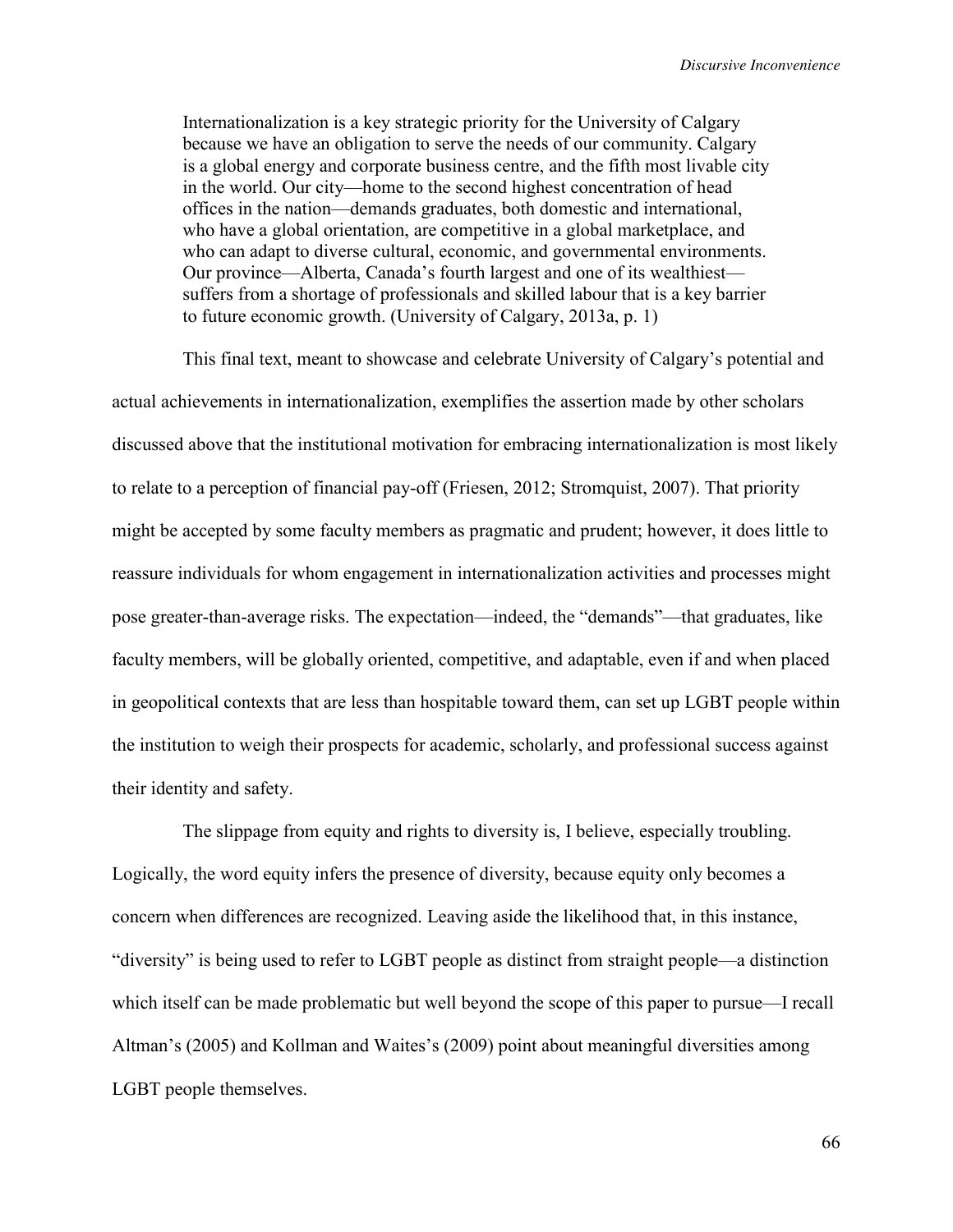> Internationalization is a key strategic priority for the University of Calgary because we have an obligation to serve the needs of our community. Calgary is a global energy and corporate business centre, and the fifth most livable city in the world. Our city—home to the second highest concentration of head offices in the nation—demands graduates, both domestic and international, who have a global orientation, are competitive in a global marketplace, and who can adapt to diverse cultural, economic, and governmental environments. Our province—Alberta, Canada's fourth largest and one of its wealthiest—suffers from a shortage of professionals and skilled labour that is a key barrier to future economic growth. (University of Calgary, 2013a, p. 1)

This final text, meant to showcase and celebrate University of Calgary's potential and actual achievements in internationalization, exemplifies the assertion made by other scholars discussed above that the institutional motivation for embracing internationalization is most likely to relate to a perception of financial pay-off (Friesen, 2012; Stromquist, 2007). That priority might be accepted by some faculty members as pragmatic and prudent; however, it does little to reassure individuals for whom engagement in internationalization activities and processes might pose greater-than-average risks. The expectation—indeed, the "demands"—that graduates, like faculty members, will be globally oriented, competitive, and adaptable, even if and when placed in geopolitical contexts that are less than hospitable toward them, can set up LGBT people within the institution to weigh their prospects for academic, scholarly, and professional success against their identity and safety.

The slippage from equity and rights to diversity is, I believe, especially troubling. Logically, the word equity infers the presence of diversity, because equity only becomes a concern when differences are recognized. Leaving aside the likelihood that, in this instance, "diversity" is being used to refer to LGBT people as distinct from straight people—a distinction which itself can be made problematic but well beyond the scope of this paper to pursue—I recall Altman's (2005) and Kollman and Waites's (2009) point about meaningful diversities among LGBT people themselves.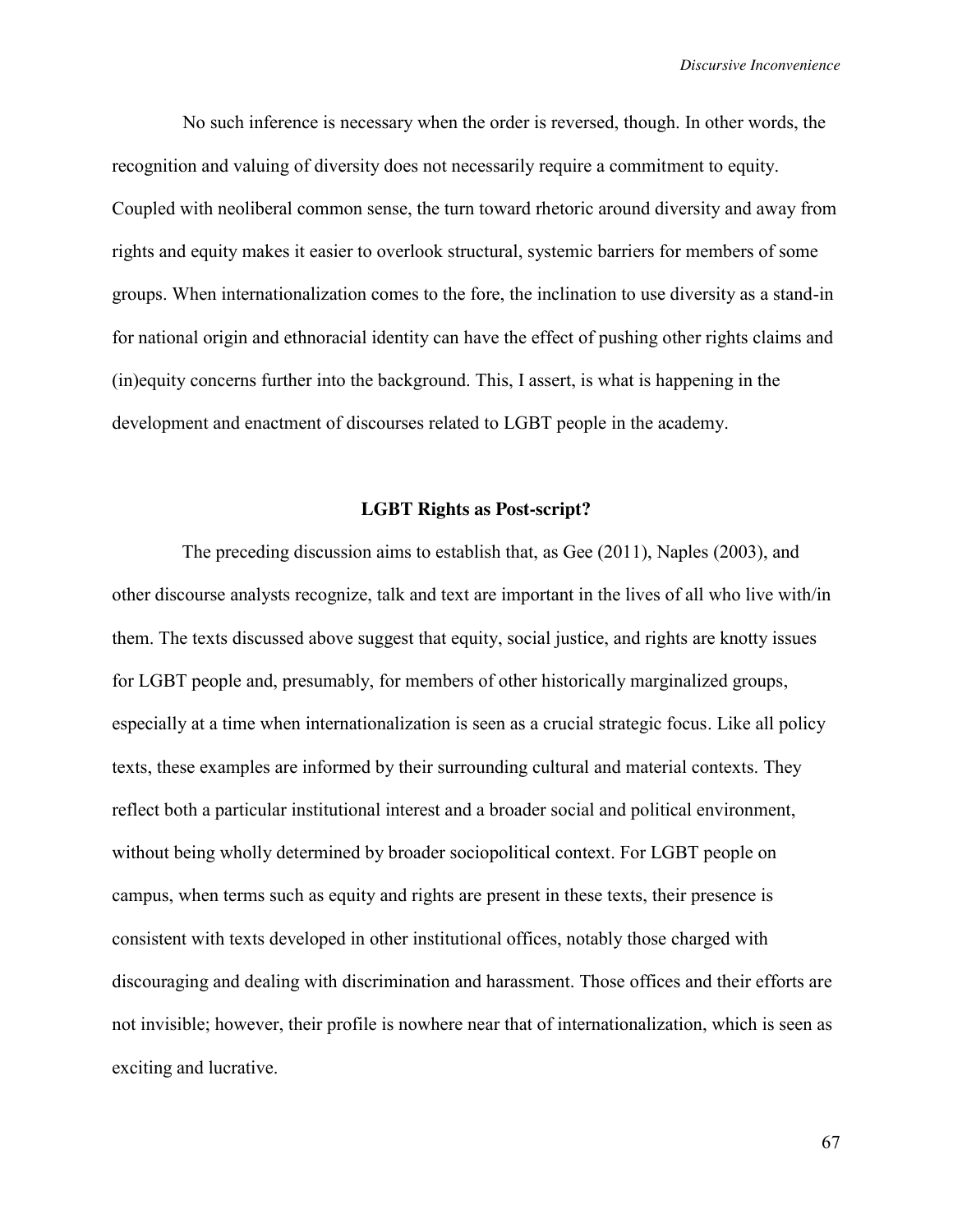No such inference is necessary when the order is reversed, though. In other words, the recognition and valuing of diversity does not necessarily require a commitment to equity. Coupled with neoliberal common sense, the turn toward rhetoric around diversity and away from rights and equity makes it easier to overlook structural, systemic barriers for members of some groups. When internationalization comes to the fore, the inclination to use diversity as a stand-in for national origin and ethnoracial identity can have the effect of pushing other rights claims and (in)equity concerns further into the background. This, I assert, is what is happening in the development and enactment of discourses related to LGBT people in the academy.

## LGBT Rights as Post-script?

The preceding discussion aims to establish that, as Gee (2011), Naples (2003), and other discourse analysts recognize, talk and text are important in the lives of all who live with/in them. The texts discussed above suggest that equity, social justice, and rights are knotty issues for LGBT people and, presumably, for members of other historically marginalized groups, especially at a time when internationalization is seen as a crucial strategic focus. Like all policy texts, these examples are informed by their surrounding cultural and material contexts. They reflect both a particular institutional interest and a broader social and political environment, without being wholly determined by broader sociopolitical context. For LGBT people on campus, when terms such as equity and rights are present in these texts, their presence is consistent with texts developed in other institutional offices, notably those charged with discouraging and dealing with discrimination and harassment. Those offices and their efforts are not invisible; however, their profile is nowhere near that of internationalization, which is seen as exciting and lucrative.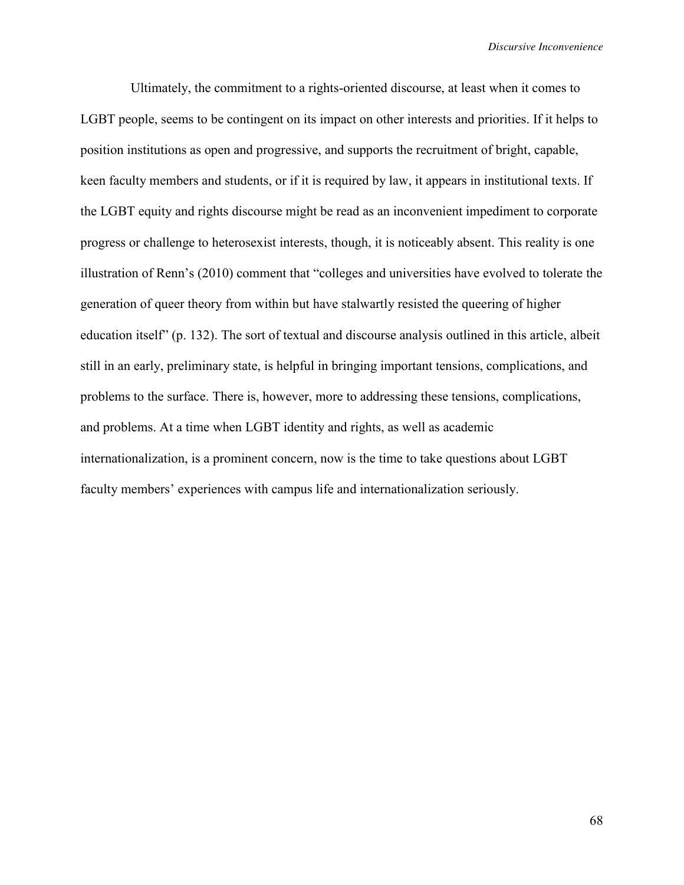Ultimately, the commitment to a rights-oriented discourse, at least when it comes to LGBT people, seems to be contingent on its impact on other interests and priorities. If it helps to position institutions as open and progressive, and supports the recruitment of bright, capable, keen faculty members and students, or if it is required by law, it appears in institutional texts. If the LGBT equity and rights discourse might be read as an inconvenient impediment to corporate progress or challenge to heterosexist interests, though, it is noticeably absent. This reality is one illustration of Renn's (2010) comment that "colleges and universities have evolved to tolerate the generation of queer theory from within but have stalwartly resisted the queering of higher education itself" (p. 132). The sort of textual and discourse analysis outlined in this article, albeit still in an early, preliminary state, is helpful in bringing important tensions, complications, and problems to the surface. There is, however, more to addressing these tensions, complications, and problems. At a time when LGBT identity and rights, as well as academic internationalization, is a prominent concern, now is the time to take questions about LGBT faculty members' experiences with campus life and internationalization seriously.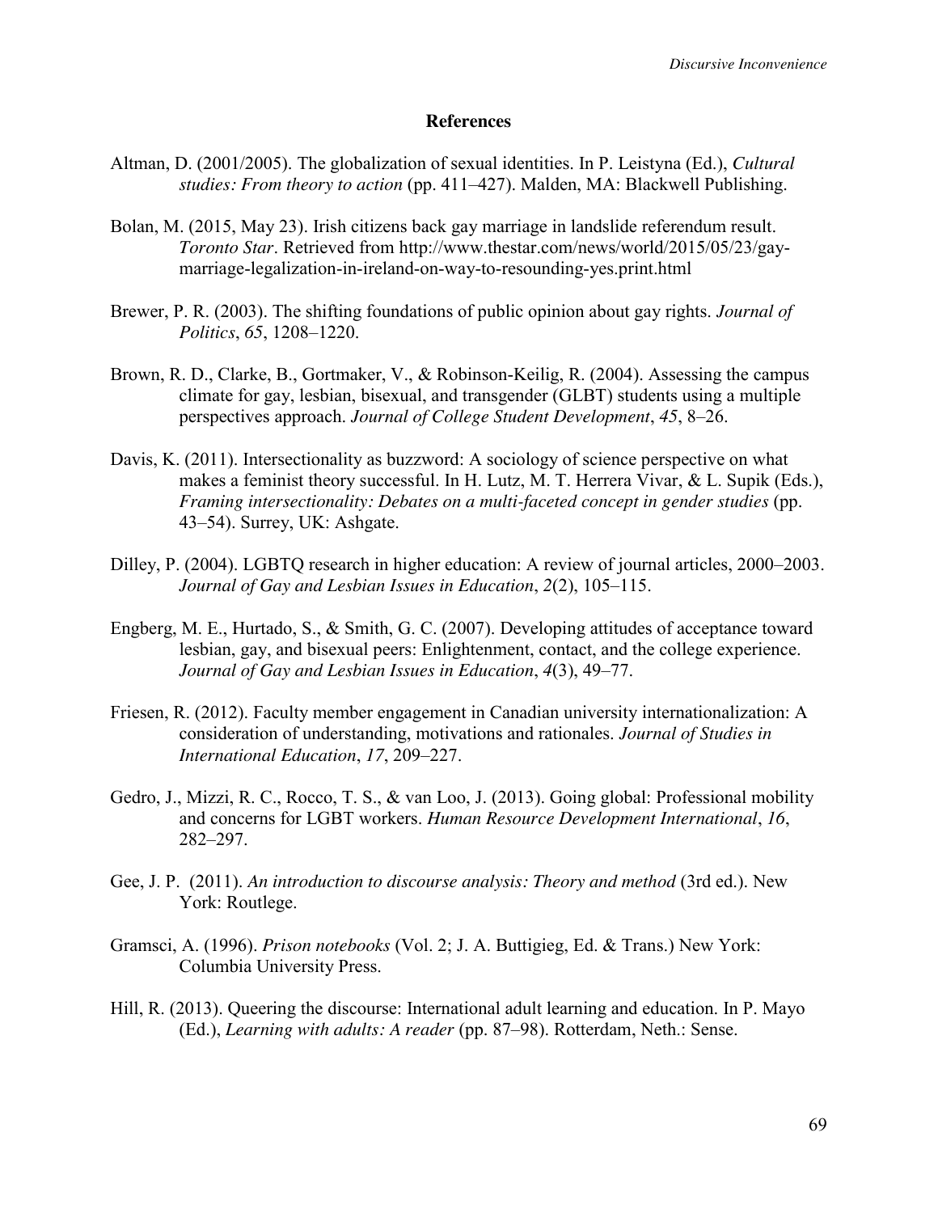## References

Altman, D. (2001/2005). The globalization of sexual identities. In P. Leistyna (Ed.), *Cultural studies: From theory to action* (pp. 411–427). Malden, MA: Blackwell Publishing.

Bolan, M. (2015, May 23). Irish citizens back gay marriage in landslide referendum result. *Toronto Star*. Retrieved from http://www.thestar.com/news/world/2015/05/23/gay-marriage-legalization-in-ireland-on-way-to-resounding-yes.print.html

Brewer, P. R. (2003). The shifting foundations of public opinion about gay rights. *Journal of Politics*, *65*, 1208–1220.

Brown, R. D., Clarke, B., Gortmaker, V., & Robinson-Keilig, R. (2004). Assessing the campus climate for gay, lesbian, bisexual, and transgender (GLBT) students using a multiple perspectives approach. *Journal of College Student Development*, *45*, 8–26.

Davis, K. (2011). Intersectionality as buzzword: A sociology of science perspective on what makes a feminist theory successful. In H. Lutz, M. T. Herrera Vivar, & L. Supik (Eds.), *Framing intersectionality: Debates on a multi-faceted concept in gender studies* (pp. 43–54). Surrey, UK: Ashgate.

Dilley, P. (2004). LGBTQ research in higher education: A review of journal articles, 2000–2003. *Journal of Gay and Lesbian Issues in Education*, *2*(2), 105–115.

Engberg, M. E., Hurtado, S., & Smith, G. C. (2007). Developing attitudes of acceptance toward lesbian, gay, and bisexual peers: Enlightenment, contact, and the college experience. *Journal of Gay and Lesbian Issues in Education*, *4*(3), 49–77.

Friesen, R. (2012). Faculty member engagement in Canadian university internationalization: A consideration of understanding, motivations and rationales. *Journal of Studies in International Education*, *17*, 209–227.

Gedro, J., Mizzi, R. C., Rocco, T. S., & van Loo, J. (2013). Going global: Professional mobility and concerns for LGBT workers. *Human Resource Development International*, *16*, 282–297.

Gee, J. P. (2011). *An introduction to discourse analysis: Theory and method* (3rd ed.). New York: Routlege.

Gramsci, A. (1996). *Prison notebooks* (Vol. 2; J. A. Buttigieg, Ed. & Trans.) New York: Columbia University Press.

Hill, R. (2013). Queering the discourse: International adult learning and education. In P. Mayo (Ed.), *Learning with adults: A reader* (pp. 87–98). Rotterdam, Neth.: Sense.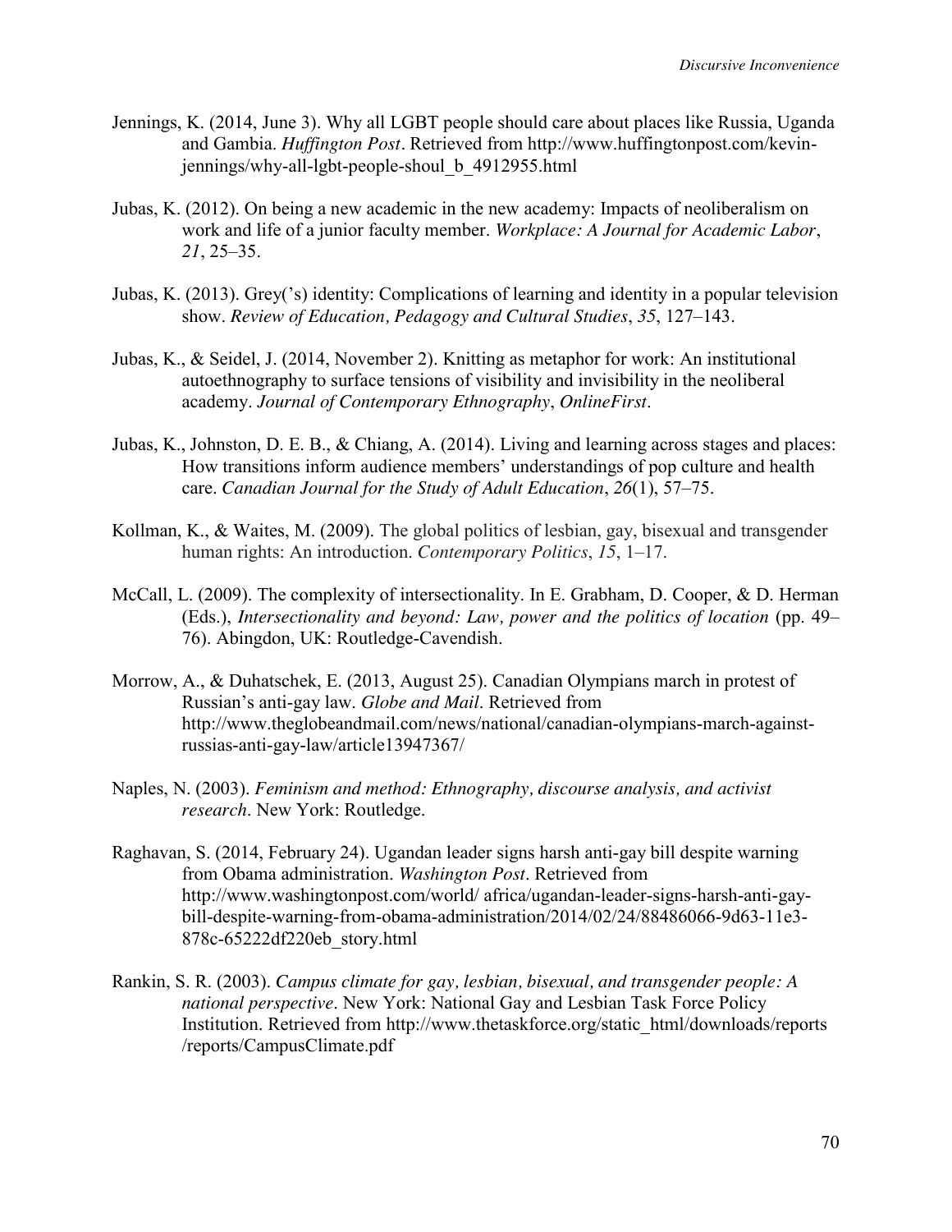Jennings, K. (2014, June 3). Why all LGBT people should care about places like Russia, Uganda and Gambia. *Huffington Post*. Retrieved from http://www.huffingtonpost.com/kevin-jennings/why-all-lgbt-people-shoul_b_4912955.html

Jubas, K. (2012). On being a new academic in the new academy: Impacts of neoliberalism on work and life of a junior faculty member. *Workplace: A Journal for Academic Labor*, *21*, 25–35.

Jubas, K. (2013). Grey('s) identity: Complications of learning and identity in a popular television show. *Review of Education, Pedagogy and Cultural Studies*, *35*, 127–143.

Jubas, K., & Seidel, J. (2014, November 2). Knitting as metaphor for work: An institutional autoethnography to surface tensions of visibility and invisibility in the neoliberal academy. *Journal of Contemporary Ethnography*, *OnlineFirst*.

Jubas, K., Johnston, D. E. B., & Chiang, A. (2014). Living and learning across stages and places: How transitions inform audience members' understandings of pop culture and health care. *Canadian Journal for the Study of Adult Education*, *26*(1), 57–75.

Kollman, K., & Waites, M. (2009). The global politics of lesbian, gay, bisexual and transgender human rights: An introduction. *Contemporary Politics*, *15*, 1–17.

McCall, L. (2009). The complexity of intersectionality. In E. Grabham, D. Cooper, & D. Herman (Eds.), *Intersectionality and beyond: Law, power and the politics of location* (pp. 49–76). Abingdon, UK: Routledge-Cavendish.

Morrow, A., & Duhatschek, E. (2013, August 25). Canadian Olympians march in protest of Russian's anti-gay law. *Globe and Mail*. Retrieved from http://www.theglobeandmail.com/news/national/canadian-olympians-march-against-russias-anti-gay-law/article13947367/

Naples, N. (2003). *Feminism and method: Ethnography, discourse analysis, and activist research*. New York: Routledge.

Raghavan, S. (2014, February 24). Ugandan leader signs harsh anti-gay bill despite warning from Obama administration. *Washington Post*. Retrieved from http://www.washingtonpost.com/world/ africa/ugandan-leader-signs-harsh-anti-gay-bill-despite-warning-from-obama-administration/2014/02/24/88486066-9d63-11e3-878c-65222df220eb_story.html

Rankin, S. R. (2003). *Campus climate for gay, lesbian, bisexual, and transgender people: A national perspective*. New York: National Gay and Lesbian Task Force Policy Institution. Retrieved from http://www.thetaskforce.org/static_html/downloads/reports/reports/CampusClimate.pdf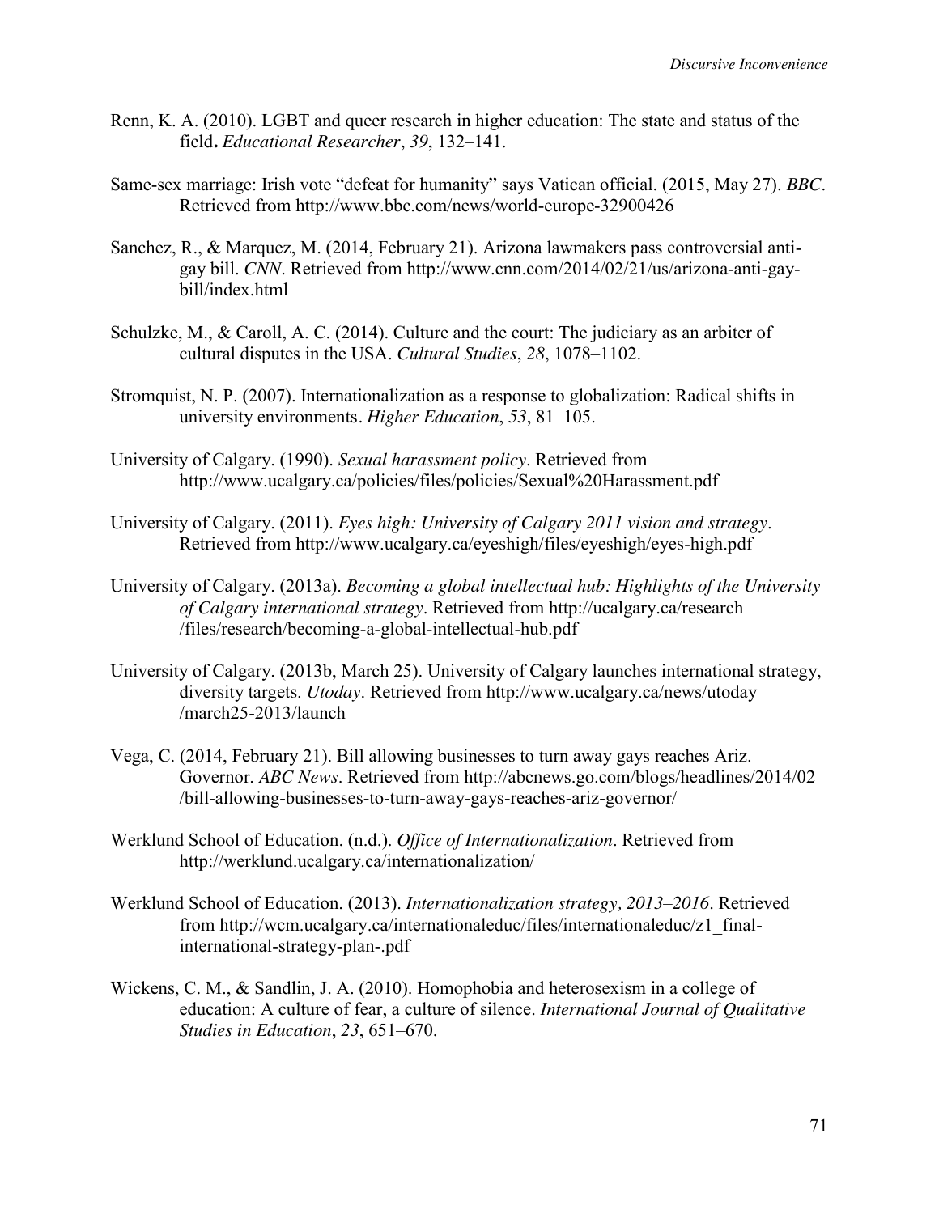Renn, K. A. (2010). LGBT and queer research in higher education: The state and status of the field**.** *Educational Researcher*, *39*, 132–141.

Same-sex marriage: Irish vote "defeat for humanity" says Vatican official. (2015, May 27). *BBC*. Retrieved from http://www.bbc.com/news/world-europe-32900426

Sanchez, R., & Marquez, M. (2014, February 21). Arizona lawmakers pass controversial anti-gay bill. *CNN*. Retrieved from http://www.cnn.com/2014/02/21/us/arizona-anti-gay-bill/index.html

Schulzke, M., & Caroll, A. C. (2014). Culture and the court: The judiciary as an arbiter of cultural disputes in the USA. *Cultural Studies*, *28*, 1078–1102.

Stromquist, N. P. (2007). Internationalization as a response to globalization: Radical shifts in university environments. *Higher Education*, *53*, 81–105.

University of Calgary. (1990). *Sexual harassment policy*. Retrieved from http://www.ucalgary.ca/policies/files/policies/Sexual%20Harassment.pdf

University of Calgary. (2011). *Eyes high: University of Calgary 2011 vision and strategy*. Retrieved from http://www.ucalgary.ca/eyeshigh/files/eyeshigh/eyes-high.pdf

University of Calgary. (2013a). *Becoming a global intellectual hub: Highlights of the University of Calgary international strategy*. Retrieved from http://ucalgary.ca/research/files/research/becoming-a-global-intellectual-hub.pdf

University of Calgary. (2013b, March 25). University of Calgary launches international strategy, diversity targets. *Utoday*. Retrieved from http://www.ucalgary.ca/news/utoday/march25-2013/launch

Vega, C. (2014, February 21). Bill allowing businesses to turn away gays reaches Ariz. Governor. *ABC News*. Retrieved from http://abcnews.go.com/blogs/headlines/2014/02/bill-allowing-businesses-to-turn-away-gays-reaches-ariz-governor/

Werklund School of Education. (n.d.). *Office of Internationalization*. Retrieved from http://werklund.ucalgary.ca/internationalization/

Werklund School of Education. (2013). *Internationalization strategy, 2013–2016*. Retrieved from http://wcm.ucalgary.ca/internationaleduc/files/internationaleduc/z1_final-international-strategy-plan-.pdf

Wickens, C. M., & Sandlin, J. A. (2010). Homophobia and heterosexism in a college of education: A culture of fear, a culture of silence. *International Journal of Qualitative Studies in Education*, *23*, 651–670.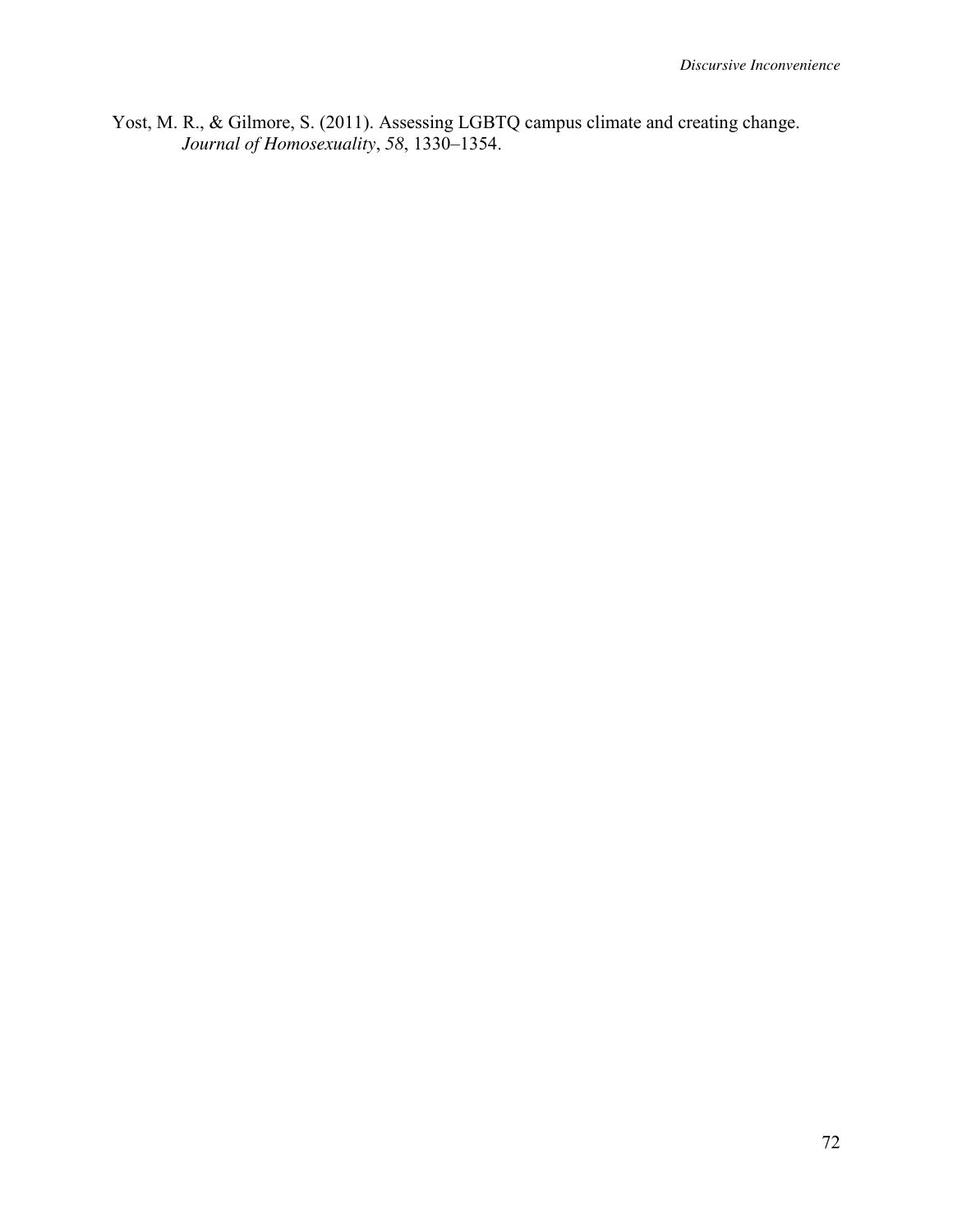Yost, M. R., & Gilmore, S. (2011). Assessing LGBTQ campus climate and creating change. *Journal of Homosexuality*, *58*, 1330–1354.